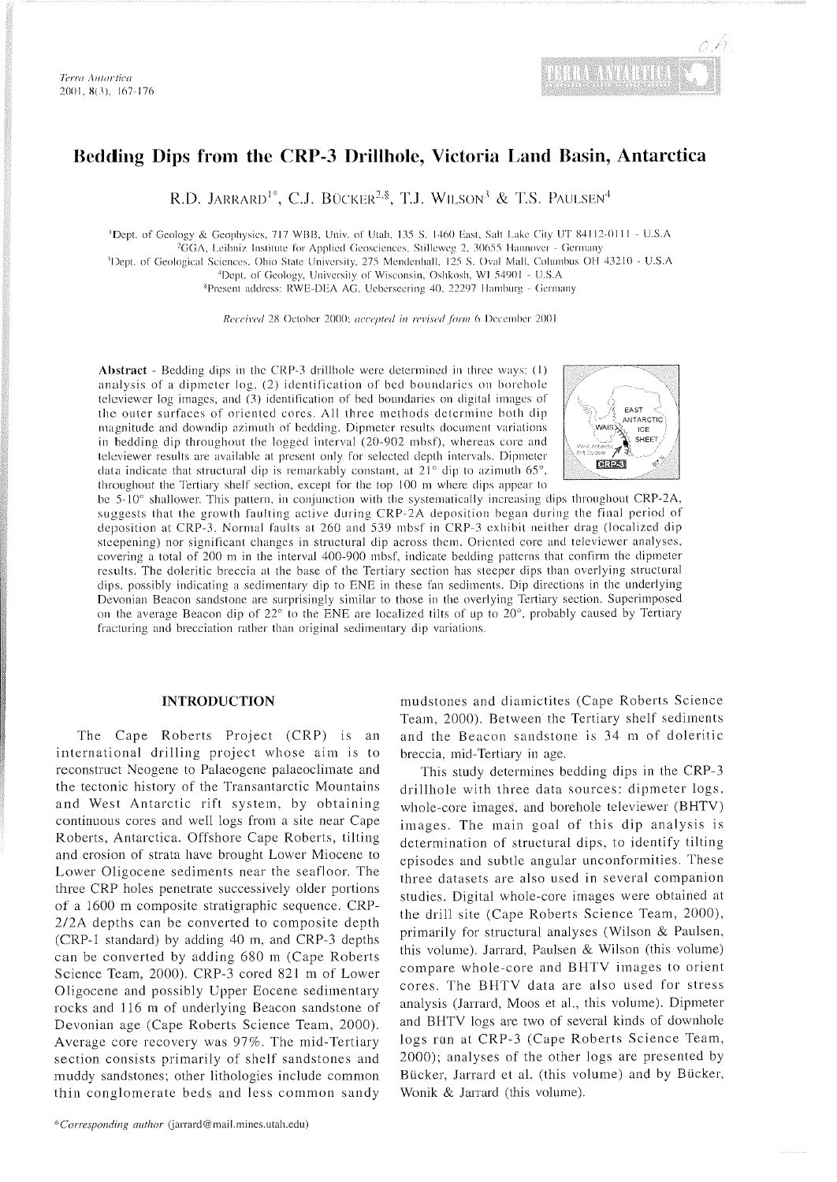# Bedding Dips from the CRP-3 Drillhole, Victoria Land Basin, Antarctica

R.D. Jarrard[1*], C.J. Bücker[2,§], T.J. Wilson[3] & T.S. Paulsen[4]

[1]Dept. of Geology & Geophysics, 717 WBB, Univ. of Utah, 135 S. 1460 East, Salt Lake City UT 84112-0111 - U.S.A
[2]GGA, Leibniz Institute for Applied Geosciences, Stilleweg 2, 30655 Hannover - Germany
[3]Dept. of Geological Sciences, Ohio State University, 275 Mendenhall, 125 S. Oval Mall, Columbus OH 43210 - U.S.A
[4]Dept. of Geology, University of Wisconsin, Oshkosh, WI 54901 - U.S.A
[§]Present address: RWE-DEA AG, Ueberseering 40, 22297 Hamburg - Germany

*Received 28 October 2000; accepted in revised form 6 December 2001*

**Abstract** - Bedding dips in the CRP-3 drillhole were determined in three ways: (1) analysis of a dipmeter log, (2) identification of bed boundaries on borehole televiewer log images, and (3) identification of bed boundaries on digital images of the outer surfaces of oriented cores. All three methods determine both dip magnitude and downdip azimuth of bedding. Dipmeter results document variations in bedding dip throughout the logged interval (20-902 mbsf), whereas core and televiewer results are available at present only for selected depth intervals. Dipmeter data indicate that structural dip is remarkably constant, at 21° dip to azimuth 65°, throughout the Tertiary shelf section, except for the top 100 m where dips appear to be 5-10° shallower. This pattern, in conjunction with the systematically increasing dips throughout CRP-2A, suggests that the growth faulting active during CRP-2A deposition began during the final period of deposition at CRP-3. Normal faults at 260 and 539 mbsf in CRP-3 exhibit neither drag (localized dip steepening) nor significant changes in structural dip across them. Oriented core and televiewer analyses, covering a total of 200 m in the interval 400-900 mbsf, indicate bedding patterns that confirm the dipmeter results. The doleritic breccia at the base of the Tertiary section has steeper dips than overlying structural dips, possibly indicating a sedimentary dip to ENE in these fan sediments. Dip directions in the underlying Devonian Beacon sandstone are surprisingly similar to those in the overlying Tertiary section. Superimposed on the average Beacon dip of 22° to the ENE are localized tilts of up to 20°, probably caused by Tertiary fracturing and brecciation rather than original sedimentary dip variations.

## INTRODUCTION

The Cape Roberts Project (CRP) is an international drilling project whose aim is to reconstruct Neogene to Palaeogene palaeoclimate and the tectonic history of the Transantarctic Mountains and West Antarctic rift system, by obtaining continuous cores and well logs from a site near Cape Roberts, Antarctica. Offshore Cape Roberts, tilting and erosion of strata have brought Lower Miocene to Lower Oligocene sediments near the seafloor. The three CRP holes penetrate successively older portions of a 1600 m composite stratigraphic sequence. CRP-2/2A depths can be converted to composite depth (CRP-1 standard) by adding 40 m, and CRP-3 depths can be converted by adding 680 m (Cape Roberts Science Team, 2000). CRP-3 cored 821 m of Lower Oligocene and possibly Upper Eocene sedimentary rocks and 116 m of underlying Beacon sandstone of Devonian age (Cape Roberts Science Team, 2000). Average core recovery was 97%. The mid-Tertiary section consists primarily of shelf sandstones and muddy sandstones; other lithologies include common thin conglomerate beds and less common sandy mudstones and diamictites (Cape Roberts Science Team, 2000). Between the Tertiary shelf sediments and the Beacon sandstone is 34 m of doleritic breccia, mid-Tertiary in age.

This study determines bedding dips in the CRP-3 drillhole with three data sources: dipmeter logs, whole-core images, and borehole televiewer (BHTV) images. The main goal of this dip analysis is determination of structural dips, to identify tilting episodes and subtle angular unconformities. These three datasets are also used in several companion studies. Digital whole-core images were obtained at the drill site (Cape Roberts Science Team, 2000), primarily for structural analyses (Wilson & Paulsen, this volume). Jarrard, Paulsen & Wilson (this volume) compare whole-core and BHTV images to orient cores. The BHTV data are also used for stress analysis (Jarrard, Moos et al., this volume). Dipmeter and BHTV logs are two of several kinds of downhole logs run at CRP-3 (Cape Roberts Science Team, 2000); analyses of the other logs are presented by Bücker, Jarrard et al. (this volume) and by Bücker, Wonik & Jarrard (this volume).

*Corresponding author (jarrard@mail.mines.utah.edu)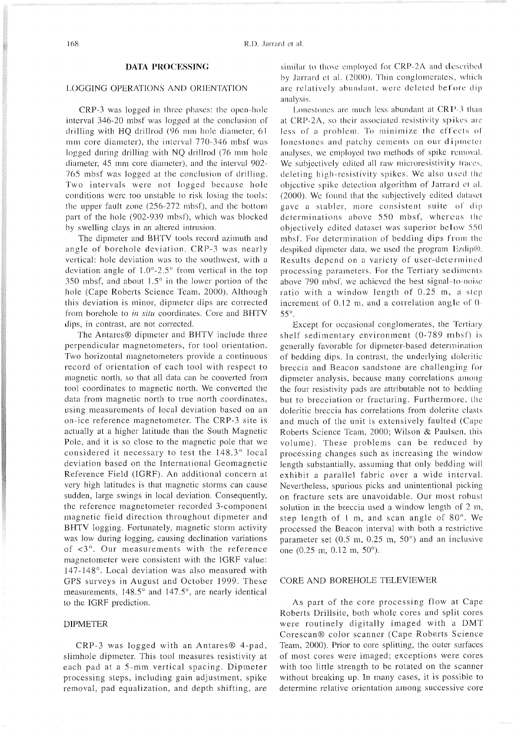## DATA PROCESSING

### LOGGING OPERATIONS AND ORIENTATION

CRP-3 was logged in three phases: the open-hole interval 346-20 mbsf was logged at the conclusion of drilling with HQ drillrod (96 mm hole diameter, 61 mm core diameter), the interval 770-346 mbsf was logged during drilling with NQ drillrod (76 mm hole diameter, 45 mm core diameter), and the interval 902-765 mbsf was logged at the conclusion of drilling. Two intervals were not logged because hole conditions were too unstable to risk losing the tools: the upper fault zone (256-272 mbsf), and the bottom part of the hole (902-939 mbsf), which was blocked by swelling clays in an altered intrusion.

The dipmeter and BHTV tools record azimuth and angle of borehole deviation. CRP-3 was nearly vertical: hole deviation was to the southwest, with a deviation angle of 1.0°-2.5° from vertical in the top 350 mbsf, and about 1.5° in the lower portion of the hole (Cape Roberts Science Team, 2000). Although this deviation is minor, dipmeter dips are corrected from borehole to *in situ* coordinates. Core and BHTV dips, in contrast, are not corrected.

The Antares® dipmeter and BHTV include three perpendicular magnetometers, for tool orientation. Two horizontal magnetometers provide a continuous record of orientation of each tool with respect to magnetic north, so that all data can be converted from tool coordinates to magnetic north. We converted the data from magnetic north to true north coordinates, using measurements of local deviation based on an on-ice reference magnetometer. The CRP-3 site is actually at a higher latitude than the South Magnetic Pole, and it is so close to the magnetic pole that we considered it necessary to test the 148.3° local deviation based on the International Geomagnetic Reference Field (IGRF). An additional concern at very high latitudes is that magnetic storms can cause sudden, large swings in local deviation. Consequently, the reference magnetometer recorded 3-component magnetic field direction throughout dipmeter and BHTV logging. Fortunately, magnetic storm activity was low during logging, causing declination variations of <3°. Our measurements with the reference magnetometer were consistent with the IGRF value: 147-148°. Local deviation was also measured with GPS surveys in August and October 1999. These measurements, 148.5° and 147.5°, are nearly identical to the IGRF prediction.

### DIPMETER

CRP-3 was logged with an Antares® 4-pad, slimhole dipmeter. This tool measures resistivity at each pad at a 5-mm vertical spacing. Dipmeter processing steps, including gain adjustment, spike removal, pad equalization, and depth shifting, are similar to those employed for CRP-2A and described by Jarrard et al. (2000). Thin conglomerates, which are relatively abundant, were deleted before dip analysis.

Lonestones are much less abundant at CRP-3 than at CRP-2A, so their associated resistivity spikes are less of a problem. To minimize the effects of lonestones and patchy cements on our dipmeter analyses, we employed two methods of spike removal. We subjectively edited all raw microresistivity traces, deleting high-resistivity spikes. We also used the objective spike detection algorithm of Jarrard et al. (2000). We found that the subjectively edited dataset gave a stabler, more consistent suite of dip determinations above 550 mbsf, whereas the objectively edited dataset was superior below 550 mbsf. For determination of bedding dips from the despiked dipmeter data, we used the program Ezdip®. Results depend on a variety of user-determined processing parameters. For the Tertiary sediments above 790 mbsf, we achieved the best signal-to-noise ratio with a window length of 0.25 m, a step increment of 0.12 m, and a correlation angle of 0-55°.

Except for occasional conglomerates, the Tertiary shelf sedimentary environment (0-789 mbsf) is generally favorable for dipmeter-based determination of bedding dips. In contrast, the underlying doleritic breccia and Beacon sandstone are challenging for dipmeter analysis, because many correlations among the four resistivity pads are attributable not to bedding but to brecciation or fracturing. Furthermore, the doleritic breccia has correlations from dolerite clasts and much of the unit is extensively faulted (Cape Roberts Science Team, 2000; Wilson & Paulsen, this volume). These problems can be reduced by processing changes such as increasing the window length substantially, assuming that only bedding will exhibit a parallel fabric over a wide interval. Nevertheless, spurious picks and unintentional picking on fracture sets are unavoidable. Our most robust solution in the breccia used a window length of 2 m, step length of 1 m, and scan angle of 80°. We processed the Beacon interval with both a restrictive parameter set (0.5 m, 0.25 m, 50°) and an inclusive one (0.25 m, 0.12 m, 50°).

### CORE AND BOREHOLE TELEVIEWER

As part of the core processing flow at Cape Roberts Drillsite, both whole cores and split cores were routinely digitally imaged with a DMT Corescan® color scanner (Cape Roberts Science Team, 2000). Prior to core splitting, the outer surfaces of most cores were imaged; exceptions were cores with too little strength to be rotated on the scanner without breaking up. In many cases, it is possible to determine relative orientation among successive core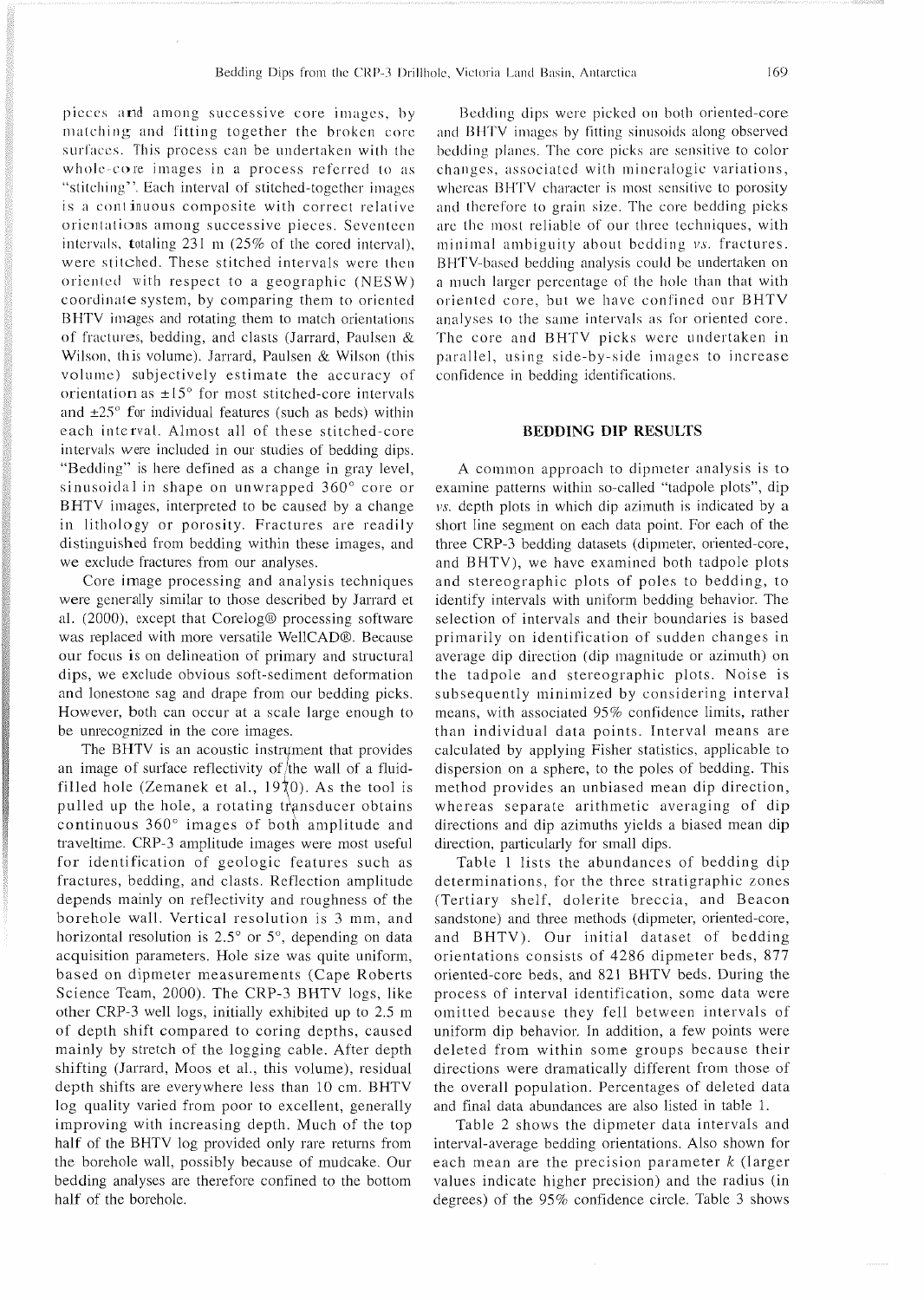pieces and among successive core images, by matching and fitting together the broken core surfaces. This process can be undertaken with the whole-core images in a process referred to as "stitching". Each interval of stitched-together images is a continuous composite with correct relative orientations among successive pieces. Seventeen intervals, totaling 231 m (25% of the cored interval), were stitched. These stitched intervals were then oriented with respect to a geographic (NESW) coordinate system, by comparing them to oriented BHTV images and rotating them to match orientations of fractures, bedding, and clasts (Jarrard, Paulsen & Wilson, this volume). Jarrard, Paulsen & Wilson (this volume) subjectively estimate the accuracy of orientation as ±15° for most stitched-core intervals and ±25° for individual features (such as beds) within each interval. Almost all of these stitched-core intervals were included in our studies of bedding dips. "Bedding" is here defined as a change in gray level, sinusoidal in shape on unwrapped 360° core or BHTV images, interpreted to be caused by a change in lithology or porosity. Fractures are readily distinguished from bedding within these images, and we exclude fractures from our analyses.

Core image processing and analysis techniques were generally similar to those described by Jarrard et al. (2000), except that Corelog® processing software was replaced with more versatile WellCAD®. Because our focus is on delineation of primary and structural dips, we exclude obvious soft-sediment deformation and lonestone sag and drape from our bedding picks. However, both can occur at a scale large enough to be unrecognized in the core images.

The BHTV is an acoustic instrument that provides an image of surface reflectivity of the wall of a fluid-filled hole (Zemanek et al., 1970). As the tool is pulled up the hole, a rotating transducer obtains continuous 360° images of both amplitude and traveltime. CRP-3 amplitude images were most useful for identification of geologic features such as fractures, bedding, and clasts. Reflection amplitude depends mainly on reflectivity and roughness of the borehole wall. Vertical resolution is 3 mm, and horizontal resolution is 2.5° or 5°, depending on data acquisition parameters. Hole size was quite uniform, based on dipmeter measurements (Cape Roberts Science Team, 2000). The CRP-3 BHTV logs, like other CRP-3 well logs, initially exhibited up to 2.5 m of depth shift compared to coring depths, caused mainly by stretch of the logging cable. After depth shifting (Jarrard, Moos et al., this volume), residual depth shifts are everywhere less than 10 cm. BHTV log quality varied from poor to excellent, generally improving with increasing depth. Much of the top half of the BHTV log provided only rare returns from the borehole wall, possibly because of mudcake. Our bedding analyses are therefore confined to the bottom half of the borehole.

Bedding dips were picked on both oriented-core and BHTV images by fitting sinusoids along observed bedding planes. The core picks are sensitive to color changes, associated with mineralogic variations, whereas BHTV character is most sensitive to porosity and therefore to grain size. The core bedding picks are the most reliable of our three techniques, with minimal ambiguity about bedding *vs.* fractures. BHTV-based bedding analysis could be undertaken on a much larger percentage of the hole than that with oriented core, but we have confined our BHTV analyses to the same intervals as for oriented core. The core and BHTV picks were undertaken in parallel, using side-by-side images to increase confidence in bedding identifications.

## BEDDING DIP RESULTS

A common approach to dipmeter analysis is to examine patterns within so-called "tadpole plots", dip *vs.* depth plots in which dip azimuth is indicated by a short line segment on each data point. For each of the three CRP-3 bedding datasets (dipmeter, oriented-core, and BHTV), we have examined both tadpole plots and stereographic plots of poles to bedding, to identify intervals with uniform bedding behavior. The selection of intervals and their boundaries is based primarily on identification of sudden changes in average dip direction (dip magnitude or azimuth) on the tadpole and stereographic plots. Noise is subsequently minimized by considering interval means, with associated 95% confidence limits, rather than individual data points. Interval means are calculated by applying Fisher statistics, applicable to dispersion on a sphere, to the poles of bedding. This method provides an unbiased mean dip direction, whereas separate arithmetic averaging of dip directions and dip azimuths yields a biased mean dip direction, particularly for small dips.

Table 1 lists the abundances of bedding dip determinations, for the three stratigraphic zones (Tertiary shelf, dolerite breccia, and Beacon sandstone) and three methods (dipmeter, oriented-core, and BHTV). Our initial dataset of bedding orientations consists of 4286 dipmeter beds, 877 oriented-core beds, and 821 BHTV beds. During the process of interval identification, some data were omitted because they fell between intervals of uniform dip behavior. In addition, a few points were deleted from within some groups because their directions were dramatically different from those of the overall population. Percentages of deleted data and final data abundances are also listed in table 1.

Table 2 shows the dipmeter data intervals and interval-average bedding orientations. Also shown for each mean are the precision parameter $k$ (larger values indicate higher precision) and the radius (in degrees) of the 95% confidence circle. Table 3 shows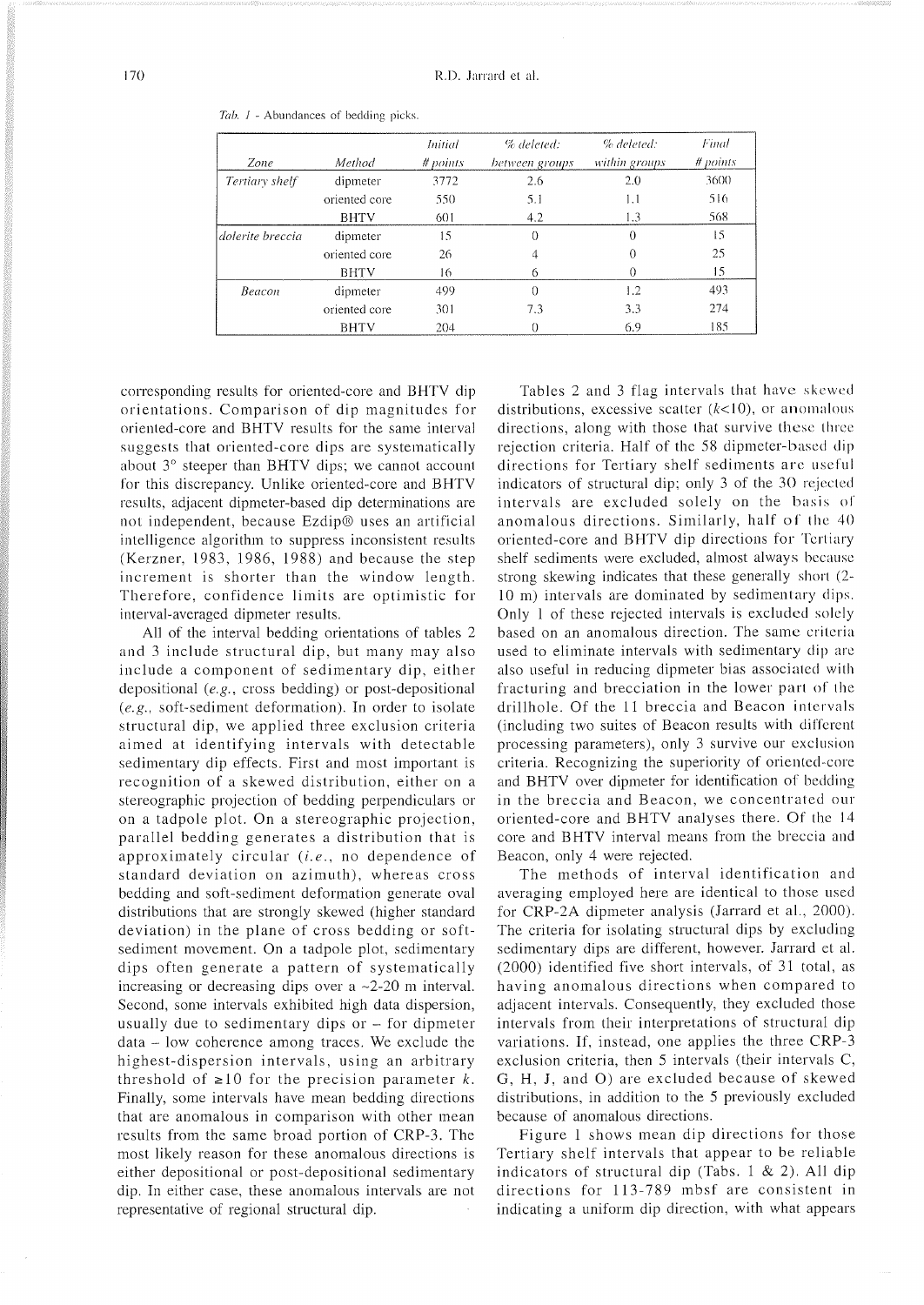*Tab. 1* - Abundances of bedding picks.

| *Zone* | *Method* | *Initial # points* | *% deleted: between groups* | *% deleted: within groups* | *Final # points* |
|---|---|---|---|---|---|
| *Tertiary shelf* | dipmeter | 3772 | 2.6 | 2.0 | 3600 |
| | oriented core | 550 | 5.1 | 1.1 | 516 |
| | BHTV | 601 | 4.2 | 1.3 | 568 |
| *dolerite breccia* | dipmeter | 15 | 0 | 0 | 15 |
| | oriented core | 26 | 4 | 0 | 25 |
| | BHTV | 16 | 6 | 0 | 15 |
| *Beacon* | dipmeter | 499 | 0 | 1.2 | 493 |
| | oriented core | 301 | 7.3 | 3.3 | 274 |
| | BHTV | 204 | 0 | 6.9 | 185 |

corresponding results for oriented-core and BHTV dip orientations. Comparison of dip magnitudes for oriented-core and BHTV results for the same interval suggests that oriented-core dips are systematically about 3° steeper than BHTV dips; we cannot account for this discrepancy. Unlike oriented-core and BHTV results, adjacent dipmeter-based dip determinations are not independent, because Ezdip® uses an artificial intelligence algorithm to suppress inconsistent results (Kerzner, 1983, 1986, 1988) and because the step increment is shorter than the window length. Therefore, confidence limits are optimistic for interval-averaged dipmeter results.

All of the interval bedding orientations of tables 2 and 3 include structural dip, but many may also include a component of sedimentary dip, either depositional (*e.g.*, cross bedding) or post-depositional (*e.g.*, soft-sediment deformation). In order to isolate structural dip, we applied three exclusion criteria aimed at identifying intervals with detectable sedimentary dip effects. First and most important is recognition of a skewed distribution, either on a stereographic projection of bedding perpendiculars or on a tadpole plot. On a stereographic projection, parallel bedding generates a distribution that is approximately circular (*i.e.*, no dependence of standard deviation on azimuth), whereas cross bedding and soft-sediment deformation generate oval distributions that are strongly skewed (higher standard deviation) in the plane of cross bedding or soft-sediment movement. On a tadpole plot, sedimentary dips often generate a pattern of systematically increasing or decreasing dips over a ~2-20 m interval. Second, some intervals exhibited high data dispersion, usually due to sedimentary dips or – for dipmeter data – low coherence among traces. We exclude the highest-dispersion intervals, using an arbitrary threshold of $\geq 10$ for the precision parameter $k$. Finally, some intervals have mean bedding directions that are anomalous in comparison with other mean results from the same broad portion of CRP-3. The most likely reason for these anomalous directions is either depositional or post-depositional sedimentary dip. In either case, these anomalous intervals are not representative of regional structural dip.

Tables 2 and 3 flag intervals that have skewed distributions, excessive scatter ($k<10$), or anomalous directions, along with those that survive these three rejection criteria. Half of the 58 dipmeter-based dip directions for Tertiary shelf sediments are useful indicators of structural dip; only 3 of the 30 rejected intervals are excluded solely on the basis of anomalous directions. Similarly, half of the 40 oriented-core and BHTV dip directions for Tertiary shelf sediments were excluded, almost always because strong skewing indicates that these generally short (2-10 m) intervals are dominated by sedimentary dips. Only 1 of these rejected intervals is excluded solely based on an anomalous direction. The same criteria used to eliminate intervals with sedimentary dip are also useful in reducing dipmeter bias associated with fracturing and brecciation in the lower part of the drillhole. Of the 11 breccia and Beacon intervals (including two suites of Beacon results with different processing parameters), only 3 survive our exclusion criteria. Recognizing the superiority of oriented-core and BHTV over dipmeter for identification of bedding in the breccia and Beacon, we concentrated our oriented-core and BHTV analyses there. Of the 14 core and BHTV interval means from the breccia and Beacon, only 4 were rejected.

The methods of interval identification and averaging employed here are identical to those used for CRP-2A dipmeter analysis (Jarrard et al., 2000). The criteria for isolating structural dips by excluding sedimentary dips are different, however. Jarrard et al. (2000) identified five short intervals, of 31 total, as having anomalous directions when compared to adjacent intervals. Consequently, they excluded those intervals from their interpretations of structural dip variations. If, instead, one applies the three CRP-3 exclusion criteria, then 5 intervals (their intervals C, G, H, J, and O) are excluded because of skewed distributions, in addition to the 5 previously excluded because of anomalous directions.

Figure 1 shows mean dip directions for those Tertiary shelf intervals that appear to be reliable indicators of structural dip (Tabs. 1 & 2). All dip directions for 113-789 mbsf are consistent in indicating a uniform dip direction, with what appears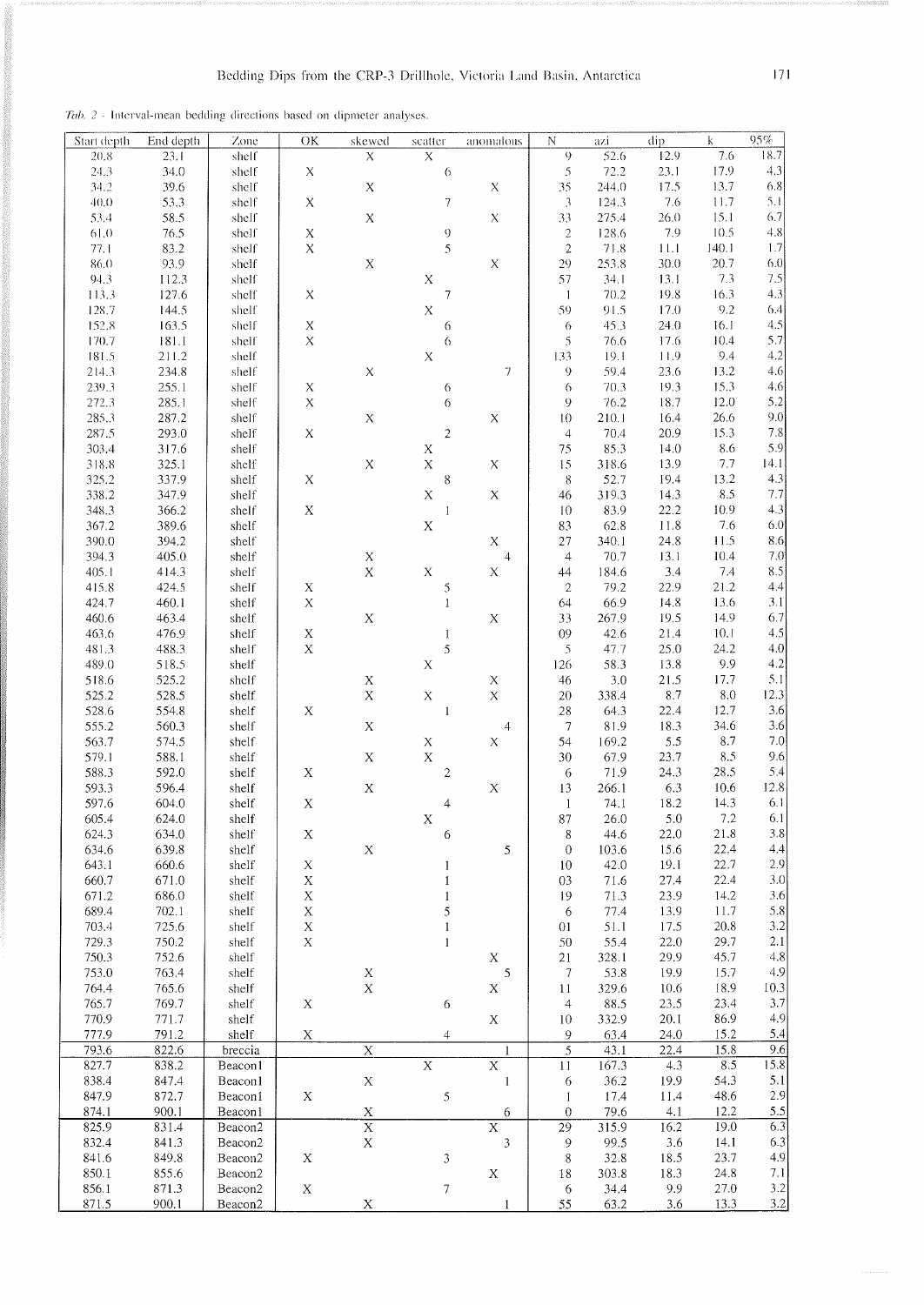*Tab. 2* - Interval-mean bedding directions based on dipmeter analyses.

| Start depth | End depth | Zone | OK | skewed | scatter | anomalous | N | azi | dip | k | 95% |
|---|---|---|---|---|---|---|---|---|---|---|---|
| 20.8 | 23.1 | shelf | | X | X | | 9 | 52.6 | 12.9 | 7.6 | 18.7 |
| 24.3 | 34.0 | shelf | X | | 6 | | 5 | 72.2 | 23.1 | 17.9 | 4.3 |
| 34.2 | 39.6 | shelf | | X | | X | 35 | 244.0 | 17.5 | 13.7 | 6.8 |
| 40.0 | 53.3 | shelf | X | | 7 | | 3 | 124.3 | 7.6 | 11.7 | 5.1 |
| 53.4 | 58.5 | shelf | | X | | X | 33 | 275.4 | 26.0 | 15.1 | 6.7 |
| 61.0 | 76.5 | shelf | X | | 9 | | 2 | 128.6 | 7.9 | 10.5 | 4.8 |
| 77.1 | 83.2 | shelf | X | | 5 | | 2 | 71.8 | 11.1 | 140.1 | 1.7 |
| 86.0 | 93.9 | shelf | | X | | X | 29 | 253.8 | 30.0 | 20.7 | 6.0 |
| 94.3 | 112.3 | shelf | | | X | | 57 | 34.1 | 13.1 | 7.3 | 7.5 |
| 113.3 | 127.6 | shelf | X | | 7 | | 1 | 70.2 | 19.8 | 16.3 | 4.3 |
| 128.7 | 144.5 | shelf | | | X | | 59 | 91.5 | 17.0 | 9.2 | 6.4 |
| 152.8 | 163.5 | shelf | X | | 6 | | 6 | 45.3 | 24.0 | 16.1 | 4.5 |
| 170.7 | 181.1 | shelf | X | | 6 | | 5 | 76.6 | 17.6 | 10.4 | 5.7 |
| 181.5 | 211.2 | shelf | | | X | | 133 | 19.1 | 11.9 | 9.4 | 4.2 |
| 214.3 | 234.8 | shelf | | X | | 7 | 9 | 59.4 | 23.6 | 13.2 | 4.6 |
| 239.3 | 255.1 | shelf | X | | 6 | | 6 | 70.3 | 19.3 | 15.3 | 4.6 |
| 272.3 | 285.1 | shelf | X | | 6 | | 9 | 76.2 | 18.7 | 12.0 | 5.2 |
| 285.3 | 287.2 | shelf | | X | | X | 10 | 210.1 | 16.4 | 26.6 | 9.0 |
| 287.5 | 293.0 | shelf | X | | 2 | | 4 | 70.4 | 20.9 | 15.3 | 7.8 |
| 303.4 | 317.6 | shelf | | | X | | 75 | 85.3 | 14.0 | 8.6 | 5.9 |
| 318.8 | 325.1 | shelf | | X | X | X | 15 | 318.6 | 13.9 | 7.7 | 14.1 |
| 325.2 | 337.9 | shelf | X | | 8 | | 8 | 52.7 | 19.4 | 13.2 | 4.3 |
| 338.2 | 347.9 | shelf | | | X | X | 46 | 319.3 | 14.3 | 8.5 | 7.7 |
| 348.3 | 366.2 | shelf | X | | 1 | | 10 | 83.9 | 22.2 | 10.9 | 4.3 |
| 367.2 | 389.6 | shelf | | | X | | 83 | 62.8 | 11.8 | 7.6 | 6.0 |
| 390.0 | 394.2 | shelf | | | | X | 27 | 340.1 | 24.8 | 11.5 | 8.6 |
| 394.3 | 405.0 | shelf | | X | | 4 | 4 | 70.7 | 13.1 | 10.4 | 7.0 |
| 405.1 | 414.3 | shelf | | X | X | X | 44 | 184.6 | 3.4 | 7.4 | 8.5 |
| 415.8 | 424.5 | shelf | X | | 5 | | 2 | 79.2 | 22.9 | 21.2 | 4.4 |
| 424.7 | 460.1 | shelf | X | | 1 | | 64 | 66.9 | 14.8 | 13.6 | 3.1 |
| 460.6 | 463.4 | shelf | | X | | X | 33 | 267.9 | 19.5 | 14.9 | 6.7 |
| 463.6 | 476.9 | shelf | X | | 1 | | 09 | 42.6 | 21.4 | 10.1 | 4.5 |
| 481.3 | 488.3 | shelf | X | | 5 | | 5 | 47.7 | 25.0 | 24.2 | 4.0 |
| 489.0 | 518.5 | shelf | | | X | | 126 | 58.3 | 13.8 | 9.9 | 4.2 |
| 518.6 | 525.2 | shelf | | X | | X | 46 | 3.0 | 21.5 | 17.7 | 5.1 |
| 525.2 | 528.5 | shelf | | X | X | X | 20 | 338.4 | 8.7 | 8.0 | 12.3 |
| 528.6 | 554.8 | shelf | X | | 1 | | 28 | 64.3 | 22.4 | 12.7 | 3.6 |
| 555.2 | 560.3 | shelf | | X | | 4 | 7 | 81.9 | 18.3 | 34.6 | 3.6 |
| 563.7 | 574.5 | shelf | | | X | X | 54 | 169.2 | 5.5 | 8.7 | 7.0 |
| 579.1 | 588.1 | shelf | | X | X | | 30 | 67.9 | 23.7 | 8.5 | 9.6 |
| 588.3 | 592.0 | shelf | X | | 2 | | 6 | 71.9 | 24.3 | 28.5 | 5.4 |
| 593.3 | 596.4 | shelf | | X | | X | 13 | 266.1 | 6.3 | 10.6 | 12.8 |
| 597.6 | 604.0 | shelf | X | | 4 | | 1 | 74.1 | 18.2 | 14.3 | 6.1 |
| 605.4 | 624.0 | shelf | | | X | | 87 | 26.0 | 5.0 | 7.2 | 6.1 |
| 624.3 | 634.0 | shelf | X | | 6 | | 8 | 44.6 | 22.0 | 21.8 | 3.8 |
| 634.6 | 639.8 | shelf | | X | | 5 | 0 | 103.6 | 15.6 | 22.4 | 4.4 |
| 643.1 | 660.6 | shelf | X | | 1 | | 10 | 42.0 | 19.1 | 22.7 | 2.9 |
| 660.7 | 671.0 | shelf | X | | 1 | | 03 | 71.6 | 27.4 | 22.4 | 3.0 |
| 671.2 | 686.0 | shelf | X | | 1 | | 19 | 71.3 | 23.9 | 14.2 | 3.6 |
| 689.4 | 702.1 | shelf | X | | 5 | | 6 | 77.4 | 13.9 | 11.7 | 5.8 |
| 703.4 | 725.6 | shelf | X | | 1 | | 01 | 51.1 | 17.5 | 20.8 | 3.2 |
| 729.3 | 750.2 | shelf | X | | 1 | | 50 | 55.4 | 22.0 | 29.7 | 2.1 |
| 750.3 | 752.6 | shelf | | | | X | 21 | 328.1 | 29.9 | 45.7 | 4.8 |
| 753.0 | 763.4 | shelf | | X | | 5 | 7 | 53.8 | 19.9 | 15.7 | 4.9 |
| 764.4 | 765.6 | shelf | | X | | X | 11 | 329.6 | 10.6 | 18.9 | 10.3 |
| 765.7 | 769.7 | shelf | X | | 6 | | 4 | 88.5 | 23.5 | 23.4 | 3.7 |
| 770.9 | 771.7 | shelf | | | | X | 10 | 332.9 | 20.1 | 86.9 | 4.9 |
| 777.9 | 791.2 | shelf | X | | 4 | | 9 | 63.4 | 24.0 | 15.2 | 5.4 |
| 793.6 | 822.6 | breccia | | X | | 1 | 5 | 43.1 | 22.4 | 15.8 | 9.6 |
| 827.7 | 838.2 | Beacon1 | | | X | X | 11 | 167.3 | 4.3 | 8.5 | 15.8 |
| 838.4 | 847.4 | Beacon1 | | X | | 1 | 6 | 36.2 | 19.9 | 54.3 | 5.1 |
| 847.9 | 872.7 | Beacon1 | X | | 5 | | 1 | 17.4 | 11.4 | 48.6 | 2.9 |
| 874.1 | 900.1 | Beacon1 | | X | | 6 | 0 | 79.6 | 4.1 | 12.2 | 5.5 |
| 825.9 | 831.4 | Beacon2 | | X | | X | 29 | 315.9 | 16.2 | 19.0 | 6.3 |
| 832.4 | 841.3 | Beacon2 | | X | | 3 | 9 | 99.5 | 3.6 | 14.1 | 6.3 |
| 841.6 | 849.8 | Beacon2 | X | | 3 | | 8 | 32.8 | 18.5 | 23.7 | 4.9 |
| 850.1 | 855.6 | Beacon2 | | | | X | 18 | 303.8 | 18.3 | 24.8 | 7.1 |
| 856.1 | 871.3 | Beacon2 | X | | 7 | | 6 | 34.4 | 9.9 | 27.0 | 3.2 |
| 871.5 | 900.1 | Beacon2 | | X | | 1 | 55 | 63.2 | 3.6 | 13.3 | 3.2 |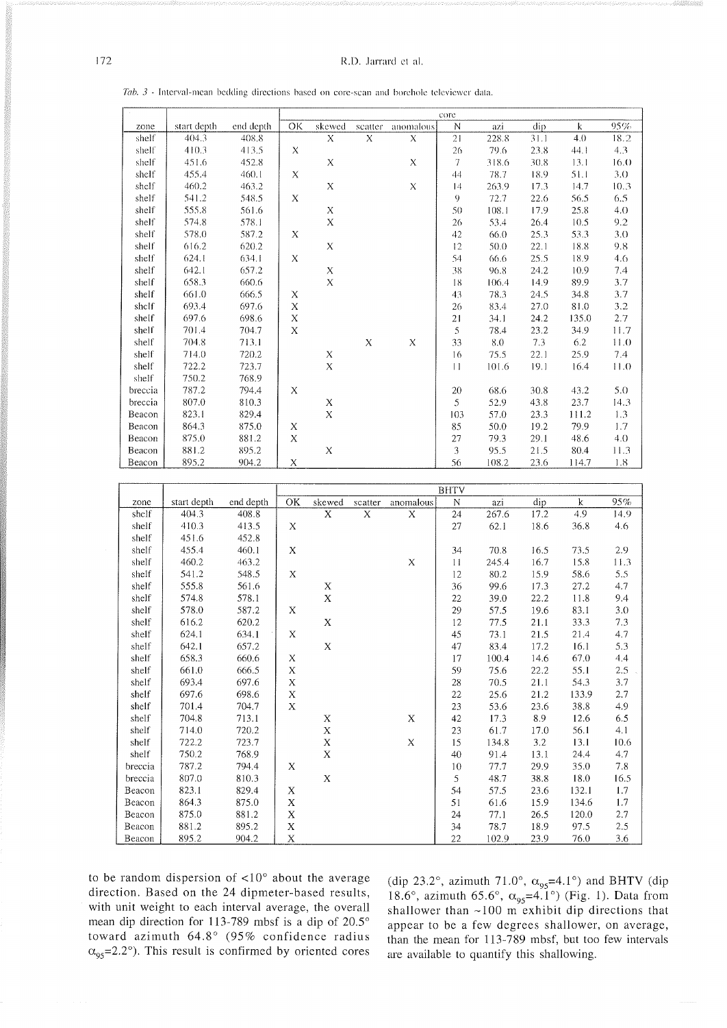*Tab. 3* - Interval-mean bedding directions based on core-scan and borehole televiewer data.

| | | | core | | | | | | | | |
|---|---|---|---|---|---|---|---|---|---|---|---|
| zone | start depth | end depth | OK | skewed | scatter | anomalous | N | azi | dip | k | 95% |
| shelf | 404.3 | 408.8 | | X | X | X | 21 | 228.8 | 31.1 | 4.0 | 18.2 |
| shelf | 410.3 | 413.5 | X | | | | 26 | 79.6 | 23.8 | 44.1 | 4.3 |
| shelf | 451.6 | 452.8 | | X | | X | 7 | 318.6 | 30.8 | 13.1 | 16.0 |
| shelf | 455.4 | 460.1 | X | | | | 44 | 78.7 | 18.9 | 51.1 | 3.0 |
| shelf | 460.2 | 463.2 | | X | | X | 14 | 263.9 | 17.3 | 14.7 | 10.3 |
| shelf | 541.2 | 548.5 | X | | | | 9 | 72.7 | 22.6 | 56.5 | 6.5 |
| shelf | 555.8 | 561.6 | | X | | | 50 | 108.1 | 17.9 | 25.8 | 4.0 |
| shelf | 574.8 | 578.1 | | X | | | 26 | 53.4 | 26.4 | 10.5 | 9.2 |
| shelf | 578.0 | 587.2 | X | | | | 42 | 66.0 | 25.3 | 53.3 | 3.0 |
| shelf | 616.2 | 620.2 | | X | | | 12 | 50.0 | 22.1 | 18.8 | 9.8 |
| shelf | 624.1 | 634.1 | X | | | | 54 | 66.6 | 25.5 | 18.9 | 4.6 |
| shelf | 642.1 | 657.2 | | X | | | 38 | 96.8 | 24.2 | 10.9 | 7.4 |
| shelf | 658.3 | 660.6 | | X | | | 18 | 106.4 | 14.9 | 89.9 | 3.7 |
| shelf | 661.0 | 666.5 | X | | | | 43 | 78.3 | 24.5 | 34.8 | 3.7 |
| shelf | 693.4 | 697.6 | X | | | | 26 | 83.4 | 27.0 | 81.0 | 3.2 |
| shelf | 697.6 | 698.6 | X | | | | 21 | 34.1 | 24.2 | 135.0 | 2.7 |
| shelf | 701.4 | 704.7 | X | | | | 5 | 78.4 | 23.2 | 34.9 | 11.7 |
| shelf | 704.8 | 713.1 | | | X | X | 33 | 8.0 | 7.3 | 6.2 | 11.0 |
| shelf | 714.0 | 720.2 | | X | | | 16 | 75.5 | 22.1 | 25.9 | 7.4 |
| shelf | 722.2 | 723.7 | | X | | | 11 | 101.6 | 19.1 | 16.4 | 11.0 |
| shelf | 750.2 | 768.9 | | | | | | | | | |
| breccia | 787.2 | 794.4 | X | | | | 20 | 68.6 | 30.8 | 43.2 | 5.0 |
| breccia | 807.0 | 810.3 | | X | | | 5 | 52.9 | 43.8 | 23.7 | 14.3 |
| Beacon | 823.1 | 829.4 | | X | | | 103 | 57.0 | 23.3 | 111.2 | 1.3 |
| Beacon | 864.3 | 875.0 | X | | | | 85 | 50.0 | 19.2 | 79.9 | 1.7 |
| Beacon | 875.0 | 881.2 | X | | | | 27 | 79.3 | 29.1 | 48.6 | 4.0 |
| Beacon | 881.2 | 895.2 | | X | | | 3 | 95.5 | 21.5 | 80.4 | 11.3 |
| Beacon | 895.2 | 904.2 | X | | | | 56 | 108.2 | 23.6 | 114.7 | 1.8 |

| | | | BHTV | | | | | | | | |
|---|---|---|---|---|---|---|---|---|---|---|---|
| zone | start depth | end depth | OK | skewed | scatter | anomalous | N | azi | dip | k | 95% |
| shelf | 404.3 | 408.8 | | X | X | X | 24 | 267.6 | 17.2 | 4.9 | 14.9 |
| shelf | 410.3 | 413.5 | X | | | | 27 | 62.1 | 18.6 | 36.8 | 4.6 |
| shelf | 451.6 | 452.8 | | | | | | | | | |
| shelf | 455.4 | 460.1 | X | | | | 34 | 70.8 | 16.5 | 73.5 | 2.9 |
| shelf | 460.2 | 463.2 | | | | X | 11 | 245.4 | 16.7 | 15.8 | 11.3 |
| shelf | 541.2 | 548.5 | X | | | | 12 | 80.2 | 15.9 | 58.6 | 5.5 |
| shelf | 555.8 | 561.6 | | X | | | 36 | 99.6 | 17.3 | 27.2 | 4.7 |
| shelf | 574.8 | 578.1 | | X | | | 22 | 39.0 | 22.2 | 11.8 | 9.4 |
| shelf | 578.0 | 587.2 | X | | | | 29 | 57.5 | 19.6 | 83.1 | 3.0 |
| shelf | 616.2 | 620.2 | | X | | | 12 | 77.5 | 21.1 | 33.3 | 7.3 |
| shelf | 624.1 | 634.1 | X | | | | 45 | 73.1 | 21.5 | 21.4 | 4.7 |
| shelf | 642.1 | 657.2 | | X | | | 47 | 83.4 | 17.2 | 16.1 | 5.3 |
| shelf | 658.3 | 660.6 | X | | | | 17 | 100.4 | 14.6 | 67.0 | 4.4 |
| shelf | 661.0 | 666.5 | X | | | | 59 | 75.6 | 22.2 | 55.1 | 2.5 |
| shelf | 693.4 | 697.6 | X | | | | 28 | 70.5 | 21.1 | 54.3 | 3.7 |
| shelf | 697.6 | 698.6 | X | | | | 22 | 25.6 | 21.2 | 133.9 | 2.7 |
| shelf | 701.4 | 704.7 | X | | | | 23 | 53.6 | 23.6 | 38.8 | 4.9 |
| shelf | 704.8 | 713.1 | | X | | X | 42 | 17.3 | 8.9 | 12.6 | 6.5 |
| shelf | 714.0 | 720.2 | | X | | | 23 | 61.7 | 17.0 | 56.1 | 4.1 |
| shelf | 722.2 | 723.7 | | X | | X | 15 | 134.8 | 3.2 | 13.1 | 10.6 |
| shelf | 750.2 | 768.9 | | X | | | 40 | 91.4 | 13.1 | 24.4 | 4.7 |
| breccia | 787.2 | 794.4 | X | | | | 10 | 77.7 | 29.9 | 35.0 | 7.8 |
| breccia | 807.0 | 810.3 | | X | | | 5 | 48.7 | 38.8 | 18.0 | 16.5 |
| Beacon | 823.1 | 829.4 | X | | | | 54 | 57.5 | 23.6 | 132.1 | 1.7 |
| Beacon | 864.3 | 875.0 | X | | | | 51 | 61.6 | 15.9 | 134.6 | 1.7 |
| Beacon | 875.0 | 881.2 | X | | | | 24 | 77.1 | 26.5 | 120.0 | 2.7 |
| Beacon | 881.2 | 895.2 | X | | | | 34 | 78.7 | 18.9 | 97.5 | 2.5 |
| Beacon | 895.2 | 904.2 | X | | | | 22 | 102.9 | 23.9 | 76.0 | 3.6 |

to be random dispersion of <10° about the average direction. Based on the 24 dipmeter-based results, with unit weight to each interval average, the overall mean dip direction for 113-789 mbsf is a dip of 20.5° toward azimuth 64.8° (95% confidence radius $\alpha_{95}$=2.2°). This result is confirmed by oriented cores (dip 23.2°, azimuth 71.0°, $\alpha_{95}$=4.1°) and BHTV (dip 18.6°, azimuth 65.6°, $\alpha_{95}$=4.1°) (Fig. 1). Data from shallower than ~100 m exhibit dip directions that appear to be a few degrees shallower, on average, than the mean for 113-789 mbsf, but too few intervals are available to quantify this shallowing.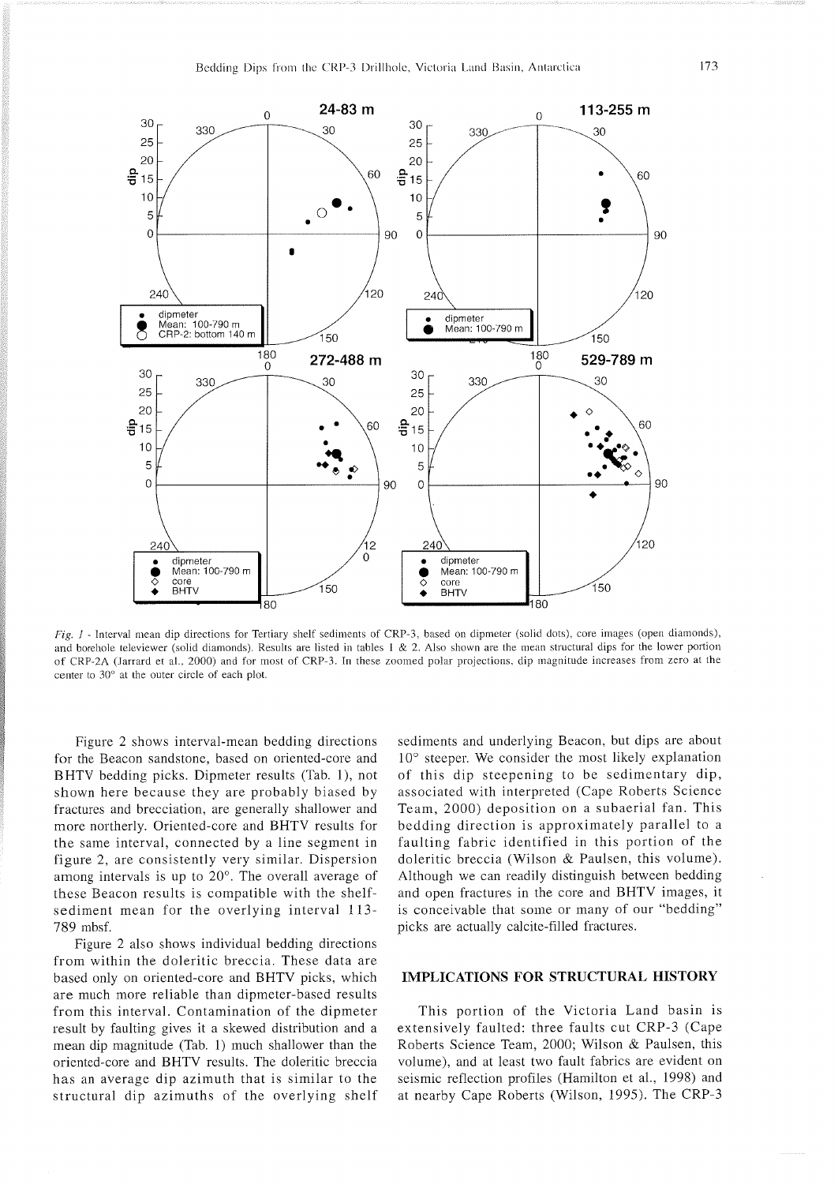*Fig. 1* - Interval mean dip directions for Tertiary shelf sediments of CRP-3, based on dipmeter (solid dots), core images (open diamonds), and borehole televiewer (solid diamonds). Results are listed in tables 1 & 2. Also shown are the mean structural dips for the lower portion of CRP-2A (Jarrard et al., 2000) and for most of CRP-3. In these zoomed polar projections, dip magnitude increases from zero at the center to 30° at the outer circle of each plot.

Figure 2 shows interval-mean bedding directions for the Beacon sandstone, based on oriented-core and BHTV bedding picks. Dipmeter results (Tab. 1), not shown here because they are probably biased by fractures and brecciation, are generally shallower and more northerly. Oriented-core and BHTV results for the same interval, connected by a line segment in figure 2, are consistently very similar. Dispersion among intervals is up to 20°. The overall average of these Beacon results is compatible with the shelf-sediment mean for the overlying interval 113-789 mbsf.

Figure 2 also shows individual bedding directions from within the doleritic breccia. These data are based only on oriented-core and BHTV picks, which are much more reliable than dipmeter-based results from this interval. Contamination of the dipmeter result by faulting gives it a skewed distribution and a mean dip magnitude (Tab. 1) much shallower than the oriented-core and BHTV results. The doleritic breccia has an average dip azimuth that is similar to the structural dip azimuths of the overlying shelf sediments and underlying Beacon, but dips are about 10° steeper. We consider the most likely explanation of this dip steepening to be sedimentary dip, associated with interpreted (Cape Roberts Science Team, 2000) deposition on a subaerial fan. This bedding direction is approximately parallel to a faulting fabric identified in this portion of the doleritic breccia (Wilson & Paulsen, this volume). Although we can readily distinguish between bedding and open fractures in the core and BHTV images, it is conceivable that some or many of our "bedding" picks are actually calcite-filled fractures.

## IMPLICATIONS FOR STRUCTURAL HISTORY

This portion of the Victoria Land basin is extensively faulted: three faults cut CRP-3 (Cape Roberts Science Team, 2000; Wilson & Paulsen, this volume), and at least two fault fabrics are evident on seismic reflection profiles (Hamilton et al., 1998) and at nearby Cape Roberts (Wilson, 1995). The CRP-3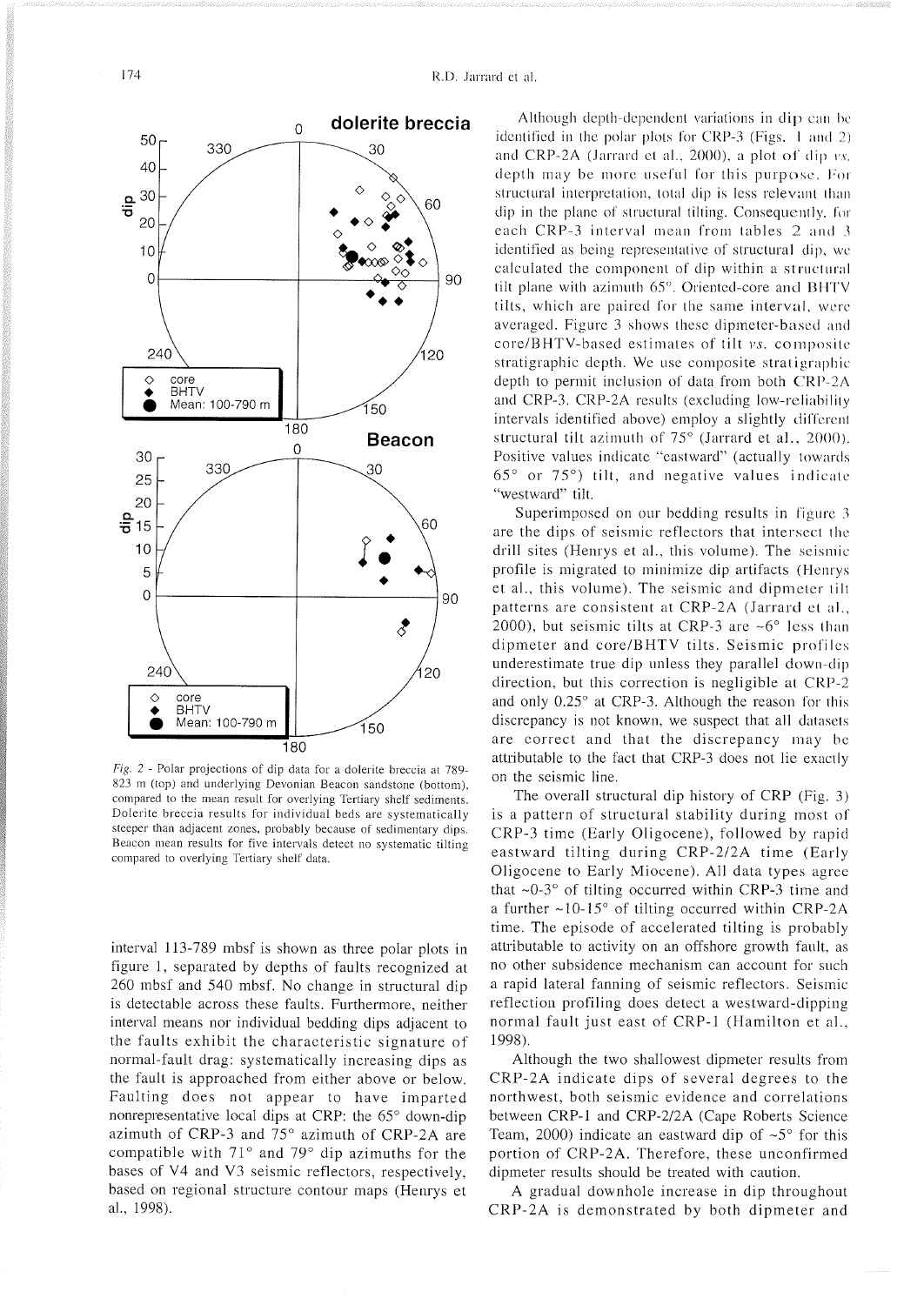*Fig. 2* - Polar projections of dip data for a dolerite breccia at 789-823 m (top) and underlying Devonian Beacon sandstone (bottom), compared to the mean result for overlying Tertiary shelf sediments. Dolerite breccia results for individual beds are systematically steeper than adjacent zones, probably because of sedimentary dips. Beacon mean results for five intervals detect no systematic tilting compared to overlying Tertiary shelf data.

interval 113-789 mbsf is shown as three polar plots in figure 1, separated by depths of faults recognized at 260 mbsf and 540 mbsf. No change in structural dip is detectable across these faults. Furthermore, neither interval means nor individual bedding dips adjacent to the faults exhibit the characteristic signature of normal-fault drag: systematically increasing dips as the fault is approached from either above or below. Faulting does not appear to have imparted nonrepresentative local dips at CRP: the 65° down-dip azimuth of CRP-3 and 75° azimuth of CRP-2A are compatible with 71° and 79° dip azimuths for the bases of V4 and V3 seismic reflectors, respectively, based on regional structure contour maps (Henrys et al., 1998).

Although depth-dependent variations in dip can be identified in the polar plots for CRP-3 (Figs. 1 and 2) and CRP-2A (Jarrard et al., 2000), a plot of dip *vs.* depth may be more useful for this purpose. For structural interpretation, total dip is less relevant than dip in the plane of structural tilting. Consequently, for each CRP-3 interval mean from tables 2 and 3 identified as being representative of structural dip, we calculated the component of dip within a structural tilt plane with azimuth 65°. Oriented-core and BHTV tilts, which are paired for the same interval, were averaged. Figure 3 shows these dipmeter-based and core/BHTV-based estimates of tilt *vs.* composite stratigraphic depth. We use composite stratigraphic depth to permit inclusion of data from both CRP-2A and CRP-3. CRP-2A results (excluding low-reliability intervals identified above) employ a slightly different structural tilt azimuth of 75° (Jarrard et al., 2000). Positive values indicate "eastward" (actually towards 65° or 75°) tilt, and negative values indicate "westward" tilt.

Superimposed on our bedding results in figure 3 are the dips of seismic reflectors that intersect the drill sites (Henrys et al., this volume). The seismic profile is migrated to minimize dip artifacts (Henrys et al., this volume). The seismic and dipmeter tilt patterns are consistent at CRP-2A (Jarrard et al., 2000), but seismic tilts at CRP-3 are ~6° less than dipmeter and core/BHTV tilts. Seismic profiles underestimate true dip unless they parallel down-dip direction, but this correction is negligible at CRP-2 and only 0.25° at CRP-3. Although the reason for this discrepancy is not known, we suspect that all datasets are correct and that the discrepancy may be attributable to the fact that CRP-3 does not lie exactly on the seismic line.

The overall structural dip history of CRP (Fig. 3) is a pattern of structural stability during most of CRP-3 time (Early Oligocene), followed by rapid eastward tilting during CRP-2/2A time (Early Oligocene to Early Miocene). All data types agree that ~0-3° of tilting occurred within CRP-3 time and a further ~10-15° of tilting occurred within CRP-2A time. The episode of accelerated tilting is probably attributable to activity on an offshore growth fault, as no other subsidence mechanism can account for such a rapid lateral fanning of seismic reflectors. Seismic reflection profiling does detect a westward-dipping normal fault just east of CRP-1 (Hamilton et al., 1998).

Although the two shallowest dipmeter results from CRP-2A indicate dips of several degrees to the northwest, both seismic evidence and correlations between CRP-1 and CRP-2/2A (Cape Roberts Science Team, 2000) indicate an eastward dip of ~5° for this portion of CRP-2A. Therefore, these unconfirmed dipmeter results should be treated with caution.

A gradual downhole increase in dip throughout CRP-2A is demonstrated by both dipmeter and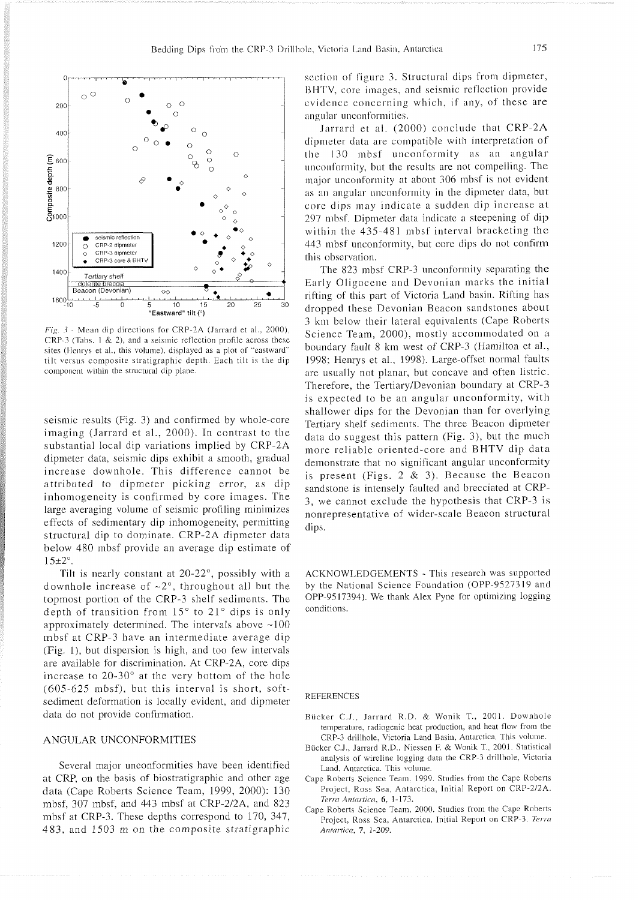*Fig. 3* - Mean dip directions for CRP-2A (Jarrard et al., 2000), CRP-3 (Tabs. 1 & 2), and a seismic reflection profile across these sites (Henrys et al., this volume), displayed as a plot of "eastward" tilt versus composite stratigraphic depth. Each tilt is the dip component within the structural dip plane.

seismic results (Fig. 3) and confirmed by whole-core imaging (Jarrard et al., 2000). In contrast to the substantial local dip variations implied by CRP-2A dipmeter data, seismic dips exhibit a smooth, gradual increase downhole. This difference cannot be attributed to dipmeter picking error, as dip inhomogeneity is confirmed by core images. The large averaging volume of seismic profiling minimizes effects of sedimentary dip inhomogeneity, permitting structural dip to dominate. CRP-2A dipmeter data below 480 mbsf provide an average dip estimate of 15±2°.

Tilt is nearly constant at 20-22°, possibly with a downhole increase of ~2°, throughout all but the topmost portion of the CRP-3 shelf sediments. The depth of transition from 15° to 21° dips is only approximately determined. The intervals above ~100 mbsf at CRP-3 have an intermediate average dip (Fig. 1), but dispersion is high, and too few intervals are available for discrimination. At CRP-2A, core dips increase to 20-30° at the very bottom of the hole (605-625 mbsf), but this interval is short, soft-sediment deformation is locally evident, and dipmeter data do not provide confirmation.

## ANGULAR UNCONFORMITIES

Several major unconformities have been identified at CRP, on the basis of biostratigraphic and other age data (Cape Roberts Science Team, 1999, 2000): 130 mbsf, 307 mbsf, and 443 mbsf at CRP-2/2A, and 823 mbsf at CRP-3. These depths correspond to 170, 347, 483, and 1503 m on the composite stratigraphic section of figure 3. Structural dips from dipmeter, BHTV, core images, and seismic reflection provide evidence concerning which, if any, of these are angular unconformities.

Jarrard et al. (2000) conclude that CRP-2A dipmeter data are compatible with interpretation of the 130 mbsf unconformity as an angular unconformity, but the results are not compelling. The major unconformity at about 306 mbsf is not evident as an angular unconformity in the dipmeter data, but core dips may indicate a sudden dip increase at 297 mbsf. Dipmeter data indicate a steepening of dip within the 435-481 mbsf interval bracketing the 443 mbsf unconformity, but core dips do not confirm this observation.

The 823 mbsf CRP-3 unconformity separating the Early Oligocene and Devonian marks the initial rifting of this part of Victoria Land basin. Rifting has dropped these Devonian Beacon sandstones about 3 km below their lateral equivalents (Cape Roberts Science Team, 2000), mostly accommodated on a boundary fault 8 km west of CRP-3 (Hamilton et al., 1998; Henrys et al., 1998). Large-offset normal faults are usually not planar, but concave and often listric. Therefore, the Tertiary/Devonian boundary at CRP-3 is expected to be an angular unconformity, with shallower dips for the Devonian than for overlying Tertiary shelf sediments. The three Beacon dipmeter data do suggest this pattern (Fig. 3), but the much more reliable oriented-core and BHTV dip data demonstrate that no significant angular unconformity is present (Figs. 2 & 3). Because the Beacon sandstone is intensely faulted and brecciated at CRP-3, we cannot exclude the hypothesis that CRP-3 is nonrepresentative of wider-scale Beacon structural dips.

ACKNOWLEDGEMENTS - This research was supported by the National Science Foundation (OPP-9527319 and OPP-9517394). We thank Alex Pyne for optimizing logging conditions.

## REFERENCES

Bücker C.J., Jarrard R.D. & Wonik T., 2001. Downhole temperature, radiogenic heat production, and heat flow from the CRP-3 drillhole, Victoria Land Basin, Antarctica. This volume.

Bücker C.J., Jarrard R.D., Niessen F. & Wonik T., 2001. Statistical analysis of wireline logging data the CRP-3 drillhole, Victoria Land, Antarctica. This volume.

Cape Roberts Science Team, 1999. Studies from the Cape Roberts Project, Ross Sea, Antarctica, Initial Report on CRP-2/2A. *Terra Antartica*, **6**, 1-173.

Cape Roberts Science Team, 2000. Studies from the Cape Roberts Project, Ross Sea, Antarctica, Initial Report on CRP-3. *Terra Antartica*, **7**, 1-209.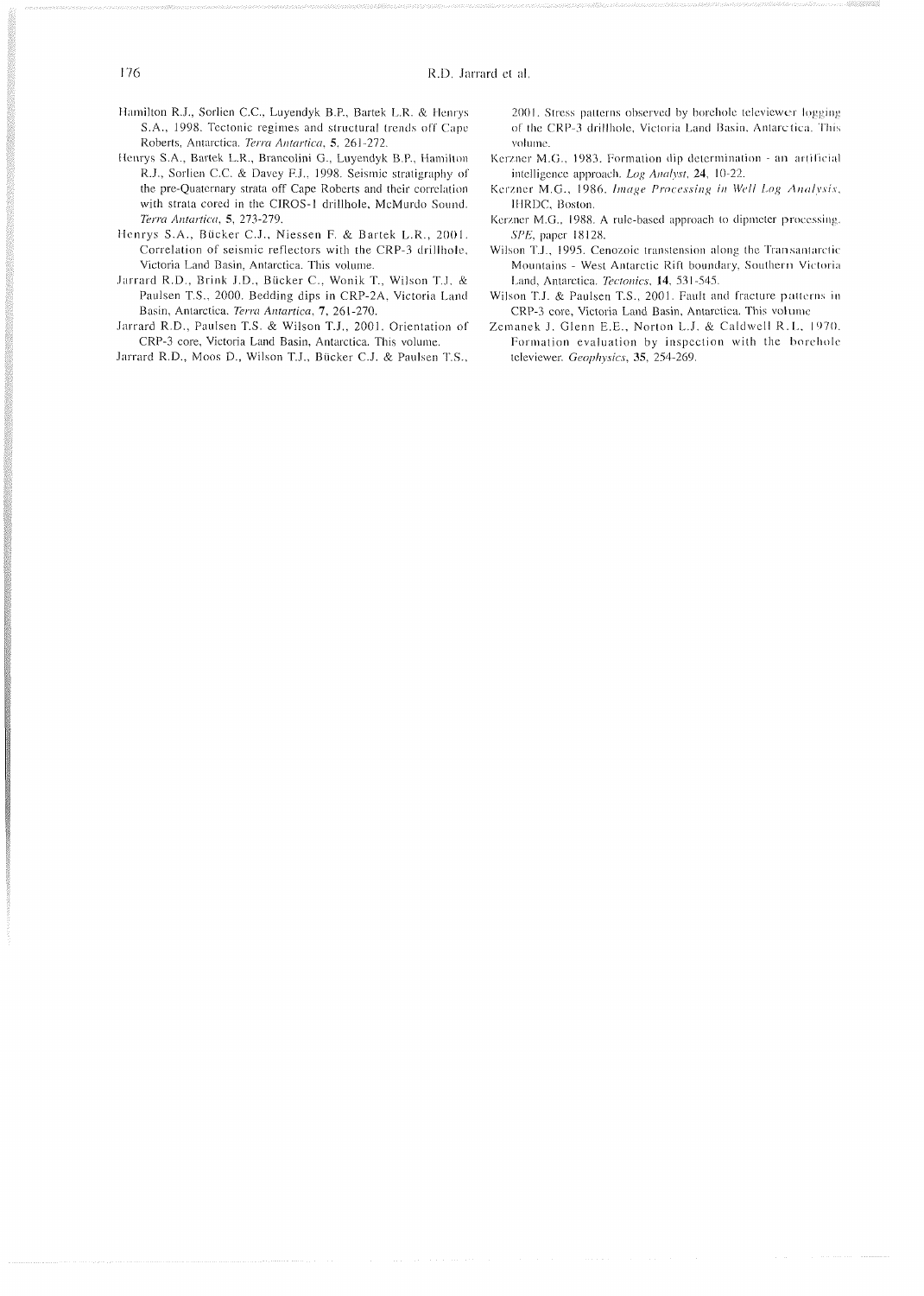Hamilton R.J., Sorlien C.C., Luyendyk B.P., Bartek L.R. & Henrys S.A., 1998. Tectonic regimes and structural trends off Cape Roberts, Antarctica. *Terra Antartica*, **5**, 261-272.

Henrys S.A., Bartek L.R., Brancolini G., Luyendyk B.P., Hamilton R.J., Sorlien C.C. & Davey F.J., 1998. Seismic stratigraphy of the pre-Quaternary strata off Cape Roberts and their correlation with strata cored in the CIROS-1 drillhole, McMurdo Sound. *Terra Antartica*, **5**, 273-279.

Henrys S.A., Bücker C.J., Niessen F. & Bartek L.R., 2001. Correlation of seismic reflectors with the CRP-3 drillhole, Victoria Land Basin, Antarctica. This volume.

Jarrard R.D., Brink J.D., Bücker C., Wonik T., Wilson T.J. & Paulsen T.S., 2000. Bedding dips in CRP-2A, Victoria Land Basin, Antarctica. *Terra Antartica*, **7**, 261-270.

Jarrard R.D., Paulsen T.S. & Wilson T.J., 2001. Orientation of CRP-3 core, Victoria Land Basin, Antarctica. This volume.

Jarrard R.D., Moos D., Wilson T.J., Bücker C.J. & Paulsen T.S., 2001. Stress patterns observed by borehole televiewer logging of the CRP-3 drillhole, Victoria Land Basin, Antarctica. This volume.

Kerzner M.G., 1983. Formation dip determination - an artificial intelligence approach. *Log Analyst*, **24**, 10-22.

Kerzner M.G., 1986. *Image Processing in Well Log Analysis*, IHRDC, Boston.

Kerzner M.G., 1988. A rule-based approach to dipmeter processing. *SPE*, paper 18128.

Wilson T.J., 1995. Cenozoic transtension along the Transantarctic Mountains - West Antarctic Rift boundary, Southern Victoria Land, Antarctica. *Tectonics*, **14**, 531-545.

Wilson T.J. & Paulsen T.S., 2001. Fault and fracture patterns in CRP-3 core, Victoria Land Basin, Antarctica. This volume

Zemanek J. Glenn E.E., Norton L.J. & Caldwell R.L., 1970. Formation evaluation by inspection with the borehole televiewer. *Geophysics*, **35**, 254-269.